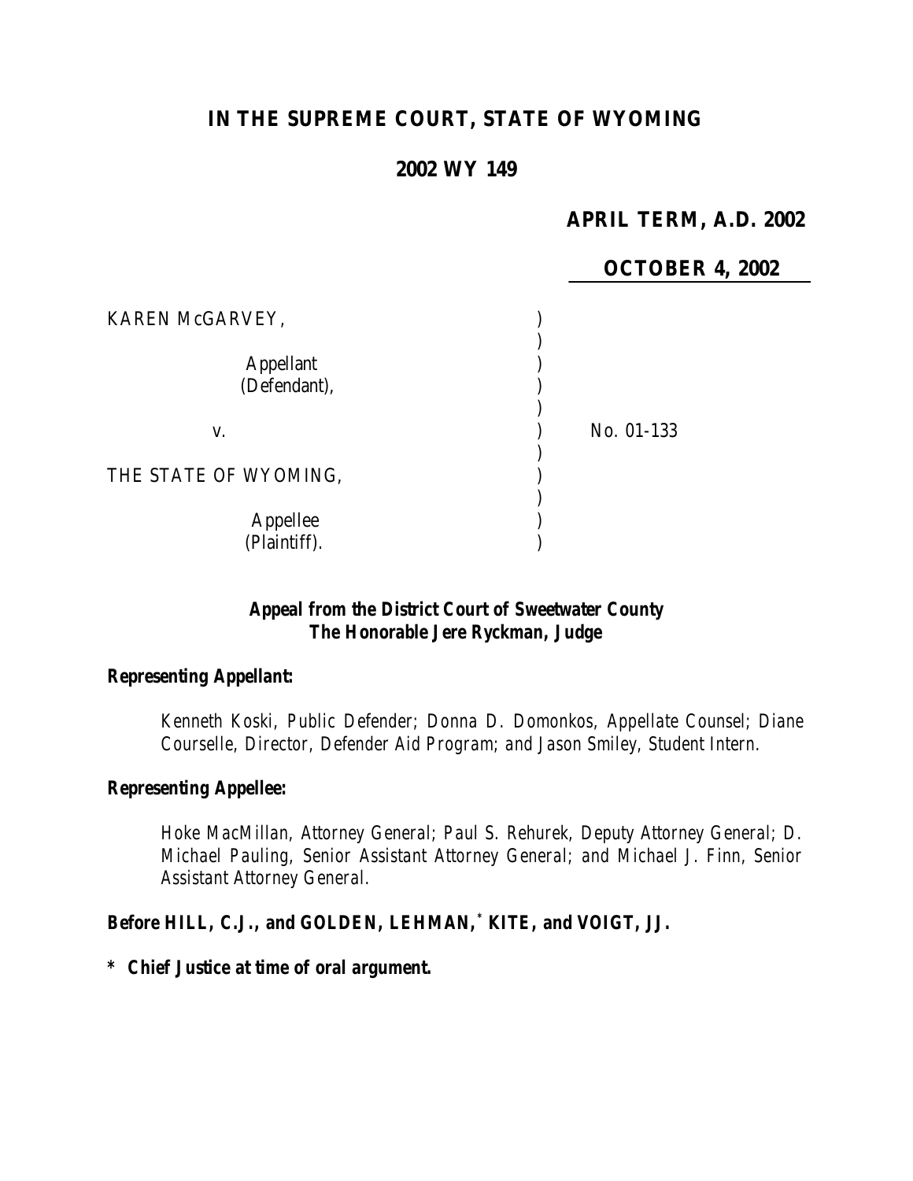# IN THE SUPREME COURT, STATE OF WYOMING

## 2002 WY 149

**APRIL TERM, A.D. 2002**

**OCTOBER 4, 2002**

KAREN McGARVEY,

Appellant (Defendant),

v.

THE STATE OF WYOMING,

Appellee (Plaintiff).

No. 01-133

**Appeal from the District Court of Sweetwater County**
**The Honorable Jere Ryckman, Judge**

**Representing Appellant:**

Kenneth Koski, Public Defender; Donna D. Domonkos, Appellate Counsel; Diane Courselle, Director, Defender Aid Program; and Jason Smiley, Student Intern.

**Representing Appellee:**

Hoke MacMillan, Attorney General; Paul S. Rehurek, Deputy Attorney General; D. Michael Pauling, Senior Assistant Attorney General; and Michael J. Finn, Senior Assistant Attorney General.

**Before HILL, C.J., and GOLDEN, LEHMAN,* KITE, and VOIGT, JJ.**

**\* Chief Justice at time of oral argument.**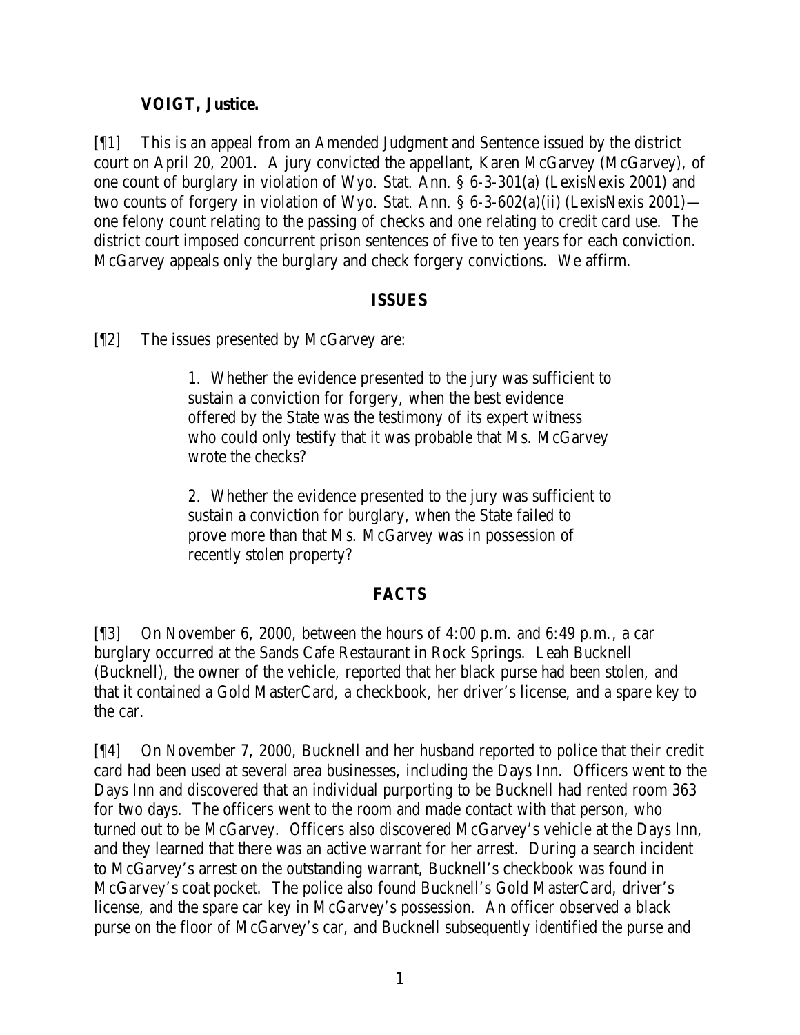**VOIGT, Justice.**

[¶1] This is an appeal from an Amended Judgment and Sentence issued by the district court on April 20, 2001. A jury convicted the appellant, Karen McGarvey (McGarvey), of one count of burglary in violation of Wyo. Stat. Ann. § 6-3-301(a) (LexisNexis 2001) and two counts of forgery in violation of Wyo. Stat. Ann. § 6-3-602(a)(ii) (LexisNexis 2001)—one felony count relating to the passing of checks and one relating to credit card use. The district court imposed concurrent prison sentences of five to ten years for each conviction. McGarvey appeals only the burglary and check forgery convictions. We affirm.

## ISSUES

[¶2] The issues presented by McGarvey are:

> 1. Whether the evidence presented to the jury was sufficient to sustain a conviction for forgery, when the best evidence offered by the State was the testimony of its expert witness who could only testify that it was probable that Ms. McGarvey wrote the checks?
>
> 2. Whether the evidence presented to the jury was sufficient to sustain a conviction for burglary, when the State failed to prove more than that Ms. McGarvey was in possession of recently stolen property?

## FACTS

[¶3] On November 6, 2000, between the hours of 4:00 p.m. and 6:49 p.m., a car burglary occurred at the Sands Cafe Restaurant in Rock Springs. Leah Bucknell (Bucknell), the owner of the vehicle, reported that her black purse had been stolen, and that it contained a Gold MasterCard, a checkbook, her driver's license, and a spare key to the car.

[¶4] On November 7, 2000, Bucknell and her husband reported to police that their credit card had been used at several area businesses, including the Days Inn. Officers went to the Days Inn and discovered that an individual purporting to be Bucknell had rented room 363 for two days. The officers went to the room and made contact with that person, who turned out to be McGarvey. Officers also discovered McGarvey's vehicle at the Days Inn, and they learned that there was an active warrant for her arrest. During a search incident to McGarvey's arrest on the outstanding warrant, Bucknell's checkbook was found in McGarvey's coat pocket. The police also found Bucknell's Gold MasterCard, driver's license, and the spare car key in McGarvey's possession. An officer observed a black purse on the floor of McGarvey's car, and Bucknell subsequently identified the purse and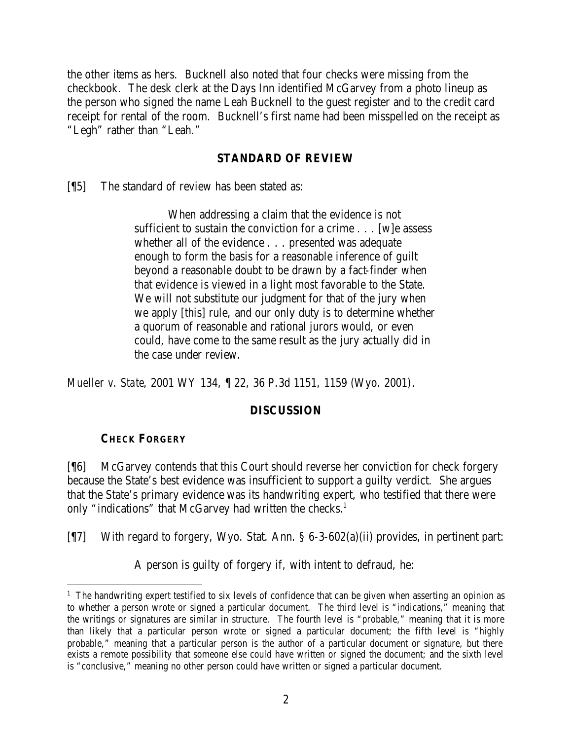the other items as hers. Bucknell also noted that four checks were missing from the checkbook. The desk clerk at the Days Inn identified McGarvey from a photo lineup as the person who signed the name Leah Bucknell to the guest register and to the credit card receipt for rental of the room. Bucknell's first name had been misspelled on the receipt as "Legh" rather than "Leah."

## STANDARD OF REVIEW

[¶5] The standard of review has been stated as:

> When addressing a claim that the evidence is not sufficient to sustain the conviction for a crime . . . [w]e assess whether all of the evidence . . . presented was adequate enough to form the basis for a reasonable inference of guilt beyond a reasonable doubt to be drawn by a fact-finder when that evidence is viewed in a light most favorable to the State. We will not substitute our judgment for that of the jury when we apply [this] rule, and our only duty is to determine whether a quorum of reasonable and rational jurors would, or even could, have come to the same result as the jury actually did in the case under review.

*Mueller v. State*, 2001 WY 134, ¶ 22, 36 P.3d 1151, 1159 (Wyo. 2001).

## DISCUSSION

### CHECK FORGERY

[¶6] McGarvey contends that this Court should reverse her conviction for check forgery because the State's best evidence was insufficient to support a guilty verdict. She argues that the State's primary evidence was its handwriting expert, who testified that there were only "indications" that McGarvey had written the checks.[1]

[¶7] With regard to forgery, Wyo. Stat. Ann. § 6-3-602(a)(ii) provides, in pertinent part:

> A person is guilty of forgery if, with intent to defraud, he:

[1] The handwriting expert testified to six levels of confidence that can be given when asserting an opinion as to whether a person wrote or signed a particular document. The third level is "indications," meaning that the writings or signatures are similar in structure. The fourth level is "probable," meaning that it is more than likely that a particular person wrote or signed a particular document; the fifth level is "highly probable," meaning that a particular person is the author of a particular document or signature, but there exists a remote possibility that someone else could have written or signed the document; and the sixth level is "conclusive," meaning no other person could have written or signed a particular document.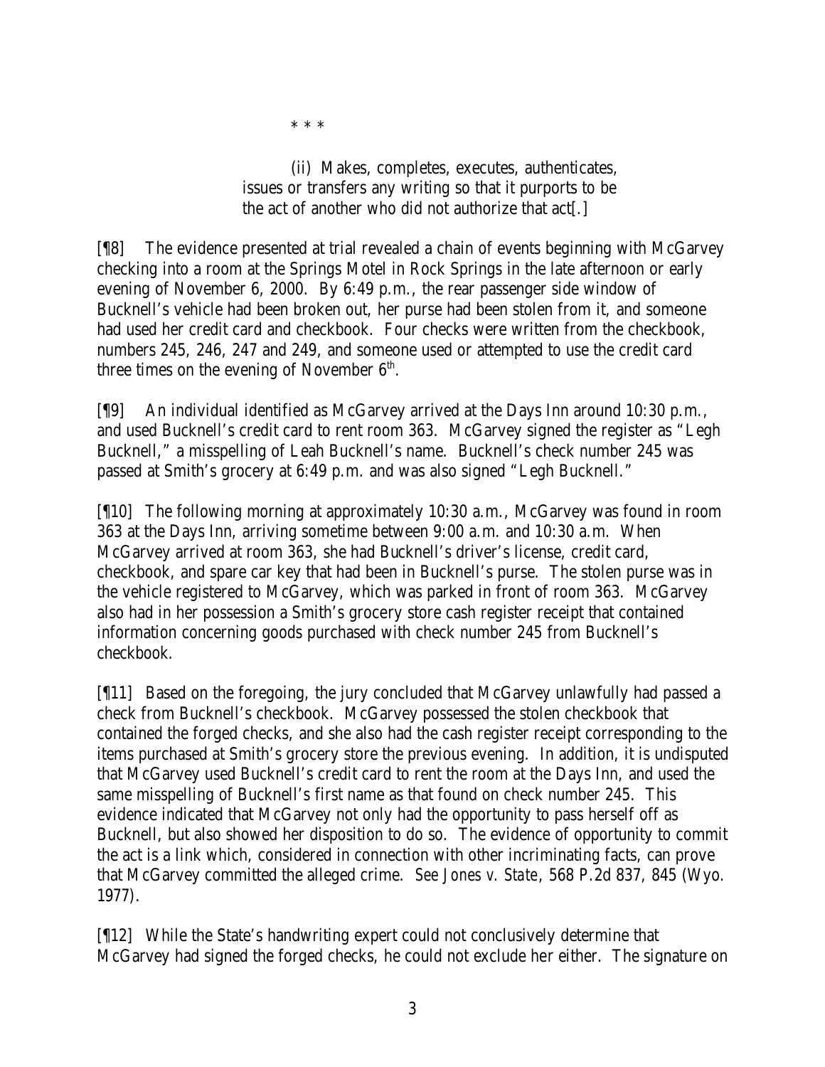\* \* \*

> (ii) Makes, completes, executes, authenticates, issues or transfers any writing so that it purports to be the act of another who did not authorize that act[.]

[¶8] The evidence presented at trial revealed a chain of events beginning with McGarvey checking into a room at the Springs Motel in Rock Springs in the late afternoon or early evening of November 6, 2000. By 6:49 p.m., the rear passenger side window of Bucknell's vehicle had been broken out, her purse had been stolen from it, and someone had used her credit card and checkbook. Four checks were written from the checkbook, numbers 245, 246, 247 and 249, and someone used or attempted to use the credit card three times on the evening of November 6th.

[¶9] An individual identified as McGarvey arrived at the Days Inn around 10:30 p.m., and used Bucknell's credit card to rent room 363. McGarvey signed the register as "Legh Bucknell," a misspelling of Leah Bucknell's name. Bucknell's check number 245 was passed at Smith's grocery at 6:49 p.m. and was also signed "Legh Bucknell."

[¶10] The following morning at approximately 10:30 a.m., McGarvey was found in room 363 at the Days Inn, arriving sometime between 9:00 a.m. and 10:30 a.m. When McGarvey arrived at room 363, she had Bucknell's driver's license, credit card, checkbook, and spare car key that had been in Bucknell's purse. The stolen purse was in the vehicle registered to McGarvey, which was parked in front of room 363. McGarvey also had in her possession a Smith's grocery store cash register receipt that contained information concerning goods purchased with check number 245 from Bucknell's checkbook.

[¶11] Based on the foregoing, the jury concluded that McGarvey unlawfully had passed a check from Bucknell's checkbook. McGarvey possessed the stolen checkbook that contained the forged checks, and she also had the cash register receipt corresponding to the items purchased at Smith's grocery store the previous evening. In addition, it is undisputed that McGarvey used Bucknell's credit card to rent the room at the Days Inn, and used the same misspelling of Bucknell's first name as that found on check number 245. This evidence indicated that McGarvey not only had the opportunity to pass herself off as Bucknell, but also showed her disposition to do so. The evidence of opportunity to commit the act is a link which, considered in connection with other incriminating facts, can prove that McGarvey committed the alleged crime. *See Jones v. State*, 568 P.2d 837, 845 (Wyo. 1977).

[¶12] While the State's handwriting expert could not conclusively determine that McGarvey had signed the forged checks, he could not exclude her either. The signature on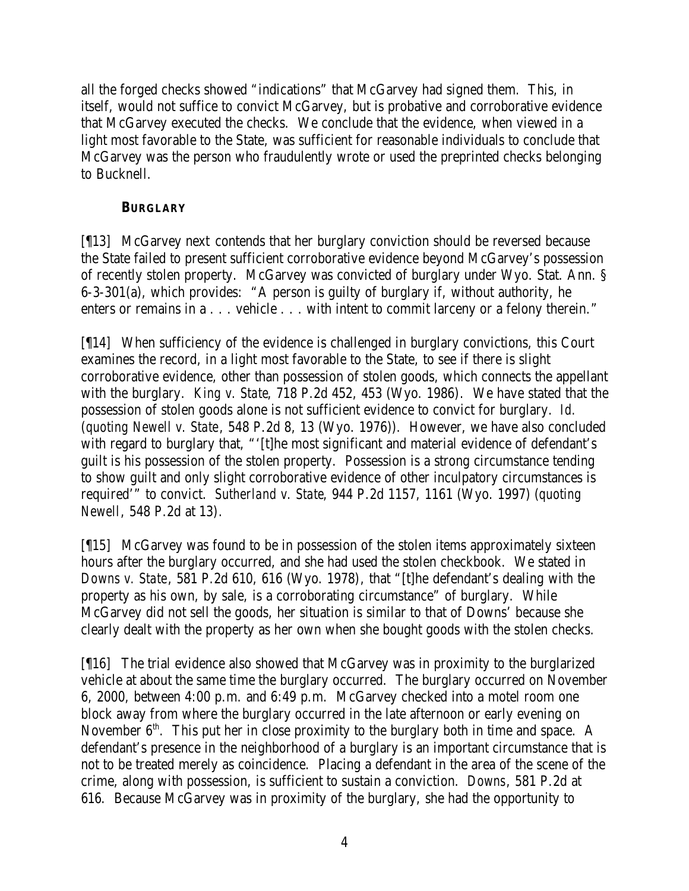all the forged checks showed "indications" that McGarvey had signed them. This, in itself, would not suffice to convict McGarvey, but is probative and corroborative evidence that McGarvey executed the checks. We conclude that the evidence, when viewed in a light most favorable to the State, was sufficient for reasonable individuals to conclude that McGarvey was the person who fraudulently wrote or used the preprinted checks belonging to Bucknell.

### BURGLARY

[¶13] McGarvey next contends that her burglary conviction should be reversed because the State failed to present sufficient corroborative evidence beyond McGarvey's possession of recently stolen property. McGarvey was convicted of burglary under Wyo. Stat. Ann. § 6-3-301(a), which provides: "A person is guilty of burglary if, without authority, he enters or remains in a . . . vehicle . . . with intent to commit larceny or a felony therein."

[¶14] When sufficiency of the evidence is challenged in burglary convictions, this Court examines the record, in a light most favorable to the State, to see if there is slight corroborative evidence, other than possession of stolen goods, which connects the appellant with the burglary. *King v. State*, 718 P.2d 452, 453 (Wyo. 1986). We have stated that the possession of stolen goods alone is not sufficient evidence to convict for burglary. *Id.* (*quoting Newell v. State*, 548 P.2d 8, 13 (Wyo. 1976)). However, we have also concluded with regard to burglary that, "'[t]he most significant and material evidence of defendant's guilt is his possession of the stolen property. Possession is a strong circumstance tending to show guilt and only slight corroborative evidence of other inculpatory circumstances is required'" to convict. *Sutherland v. State*, 944 P.2d 1157, 1161 (Wyo. 1997) (*quoting Newell*, 548 P.2d at 13).

[¶15] McGarvey was found to be in possession of the stolen items approximately sixteen hours after the burglary occurred, and she had used the stolen checkbook. We stated in *Downs v. State*, 581 P.2d 610, 616 (Wyo. 1978), that "[t]he defendant's dealing with the property as his own, by sale, is a corroborating circumstance" of burglary. While McGarvey did not sell the goods, her situation is similar to that of Downs' because she clearly dealt with the property as her own when she bought goods with the stolen checks.

[¶16] The trial evidence also showed that McGarvey was in proximity to the burglarized vehicle at about the same time the burglary occurred. The burglary occurred on November 6, 2000, between 4:00 p.m. and 6:49 p.m. McGarvey checked into a motel room one block away from where the burglary occurred in the late afternoon or early evening on November 6th. This put her in close proximity to the burglary both in time and space. A defendant's presence in the neighborhood of a burglary is an important circumstance that is not to be treated merely as coincidence. Placing a defendant in the area of the scene of the crime, along with possession, is sufficient to sustain a conviction. *Downs*, 581 P.2d at 616. Because McGarvey was in proximity of the burglary, she had the opportunity to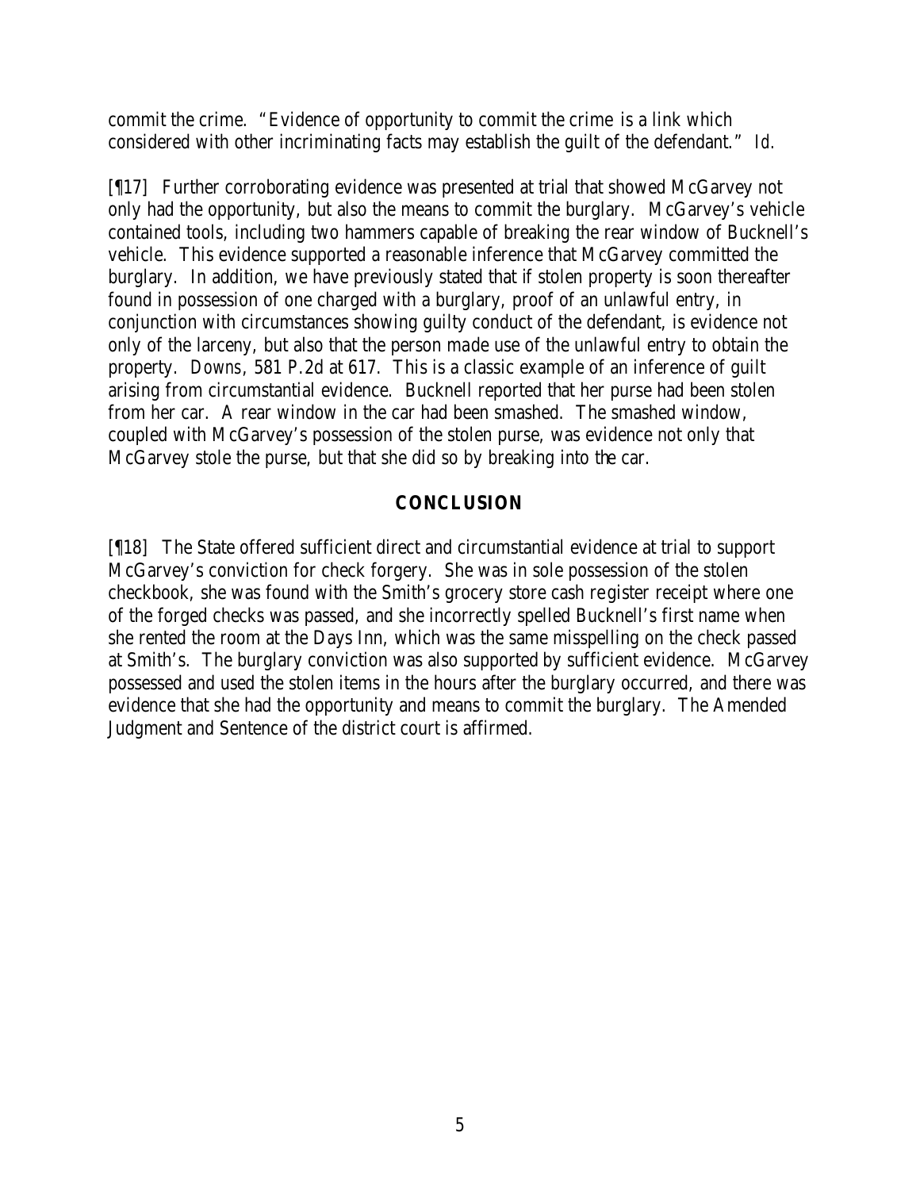commit the crime. "Evidence of opportunity to commit the crime is a link which considered with other incriminating facts may establish the guilt of the defendant." *Id.*

[¶17] Further corroborating evidence was presented at trial that showed McGarvey not only had the opportunity, but also the means to commit the burglary. McGarvey's vehicle contained tools, including two hammers capable of breaking the rear window of Bucknell's vehicle. This evidence supported a reasonable inference that McGarvey committed the burglary. In addition, we have previously stated that if stolen property is soon thereafter found in possession of one charged with a burglary, proof of an unlawful entry, in conjunction with circumstances showing guilty conduct of the defendant, is evidence not only of the larceny, but also that the person made use of the unlawful entry to obtain the property. *Downs*, 581 P.2d at 617. This is a classic example of an inference of guilt arising from circumstantial evidence. Bucknell reported that her purse had been stolen from her car. A rear window in the car had been smashed. The smashed window, coupled with McGarvey's possession of the stolen purse, was evidence not only that McGarvey stole the purse, but that she did so by breaking into the car.

## CONCLUSION

[¶18] The State offered sufficient direct and circumstantial evidence at trial to support McGarvey's conviction for check forgery. She was in sole possession of the stolen checkbook, she was found with the Smith's grocery store cash register receipt where one of the forged checks was passed, and she incorrectly spelled Bucknell's first name when she rented the room at the Days Inn, which was the same misspelling on the check passed at Smith's. The burglary conviction was also supported by sufficient evidence. McGarvey possessed and used the stolen items in the hours after the burglary occurred, and there was evidence that she had the opportunity and means to commit the burglary. The Amended Judgment and Sentence of the district court is affirmed.